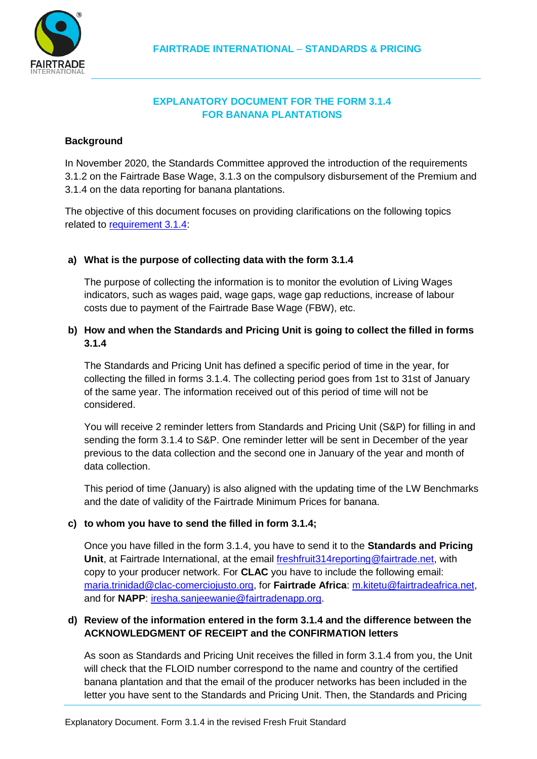# EXPLANATORY DOCUMENT FOR THE FORM 3.1.4 FOR BANANA PLANTATIONS

## Background

In November 2020, the Standards Committee approved the introduction of the requirements 3.1.2 on the Fairtrade Base Wage, 3.1.3 on the compulsory disbursement of the Premium and 3.1.4 on the data reporting for banana plantations.

The objective of this document focuses on providing clarifications on the following topics related to requirement 3.1.4:

### a) What is the purpose of collecting data with the form 3.1.4

The purpose of collecting the information is to monitor the evolution of Living Wages indicators, such as wages paid, wage gaps, wage gap reductions, increase of labour costs due to payment of the Fairtrade Base Wage (FBW), etc.

### b) How and when the Standards and Pricing Unit is going to collect the filled in forms 3.1.4

The Standards and Pricing Unit has defined a specific period of time in the year, for collecting the filled in forms 3.1.4. The collecting period goes from 1st to 31st of January of the same year. The information received out of this period of time will not be considered.

You will receive 2 reminder letters from Standards and Pricing Unit (S&P) for filling in and sending the form 3.1.4 to S&P. One reminder letter will be sent in December of the year previous to the data collection and the second one in January of the year and month of data collection.

This period of time (January) is also aligned with the updating time of the LW Benchmarks and the date of validity of the Fairtrade Minimum Prices for banana.

### c) to whom you have to send the filled in form 3.1.4;

Once you have filled in the form 3.1.4, you have to send it to the **Standards and Pricing Unit**, at Fairtrade International, at the email freshfruit314reporting@fairtrade.net, with copy to your producer network. For **CLAC** you have to include the following email: maria.trinidad@clac-comerciojusto.org, for **Fairtrade Africa**: m.kitetu@fairtradeafrica.net, and for **NAPP**: iresha.sanjeewanie@fairtradenapp.org.

### d) Review of the information entered in the form 3.1.4 and the difference between the ACKNOWLEDGMENT OF RECEIPT and the CONFIRMATION letters

As soon as Standards and Pricing Unit receives the filled in form 3.1.4 from you, the Unit will check that the FLOID number correspond to the name and country of the certified banana plantation and that the email of the producer networks has been included in the letter you have sent to the Standards and Pricing Unit. Then, the Standards and Pricing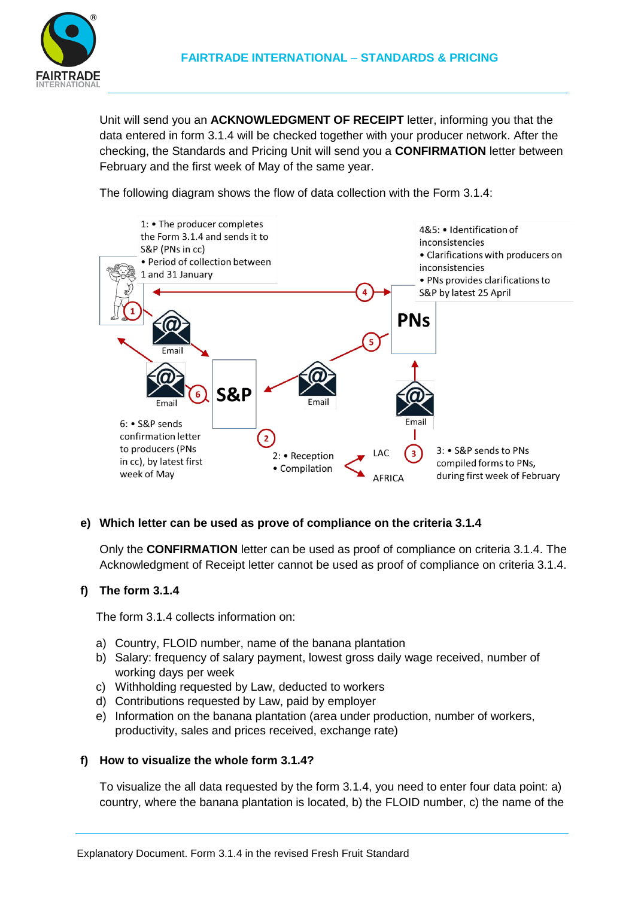Unit will send you an **ACKNOWLEDGMENT OF RECEIPT** letter, informing you that the data entered in form 3.1.4 will be checked together with your producer network. After the checking, the Standards and Pricing Unit will send you a **CONFIRMATION** letter between February and the first week of May of the same year.

The following diagram shows the flow of data collection with the Form 3.1.4:

1: • The producer completes the Form 3.1.4 and sends it to S&P (PNs in cc)
• Period of collection between 1 and 31 January

2: • Reception
• Compilation

3: • S&P sends to PNs compiled forms to PNs, during first week of February

4&5: • Identification of inconsistencies
• Clarifications with producers on inconsistencies
• PNs provides clarifications to S&P by latest 25 April

6: • S&P sends confirmation letter to producers (PNs in cc), by latest first week of May

S&P — PNs — LAC — AFRICA — Email

**e) Which letter can be used as prove of compliance on the criteria 3.1.4**

Only the **CONFIRMATION** letter can be used as proof of compliance on criteria 3.1.4. The Acknowledgment of Receipt letter cannot be used as proof of compliance on criteria 3.1.4.

**f) The form 3.1.4**

The form 3.1.4 collects information on:

a) Country, FLOID number, name of the banana plantation
b) Salary: frequency of salary payment, lowest gross daily wage received, number of working days per week
c) Withholding requested by Law, deducted to workers
d) Contributions requested by Law, paid by employer
e) Information on the banana plantation (area under production, number of workers, productivity, sales and prices received, exchange rate)

**f) How to visualize the whole form 3.1.4?**

To visualize the all data requested by the form 3.1.4, you need to enter four data point: a) country, where the banana plantation is located, b) the FLOID number, c) the name of the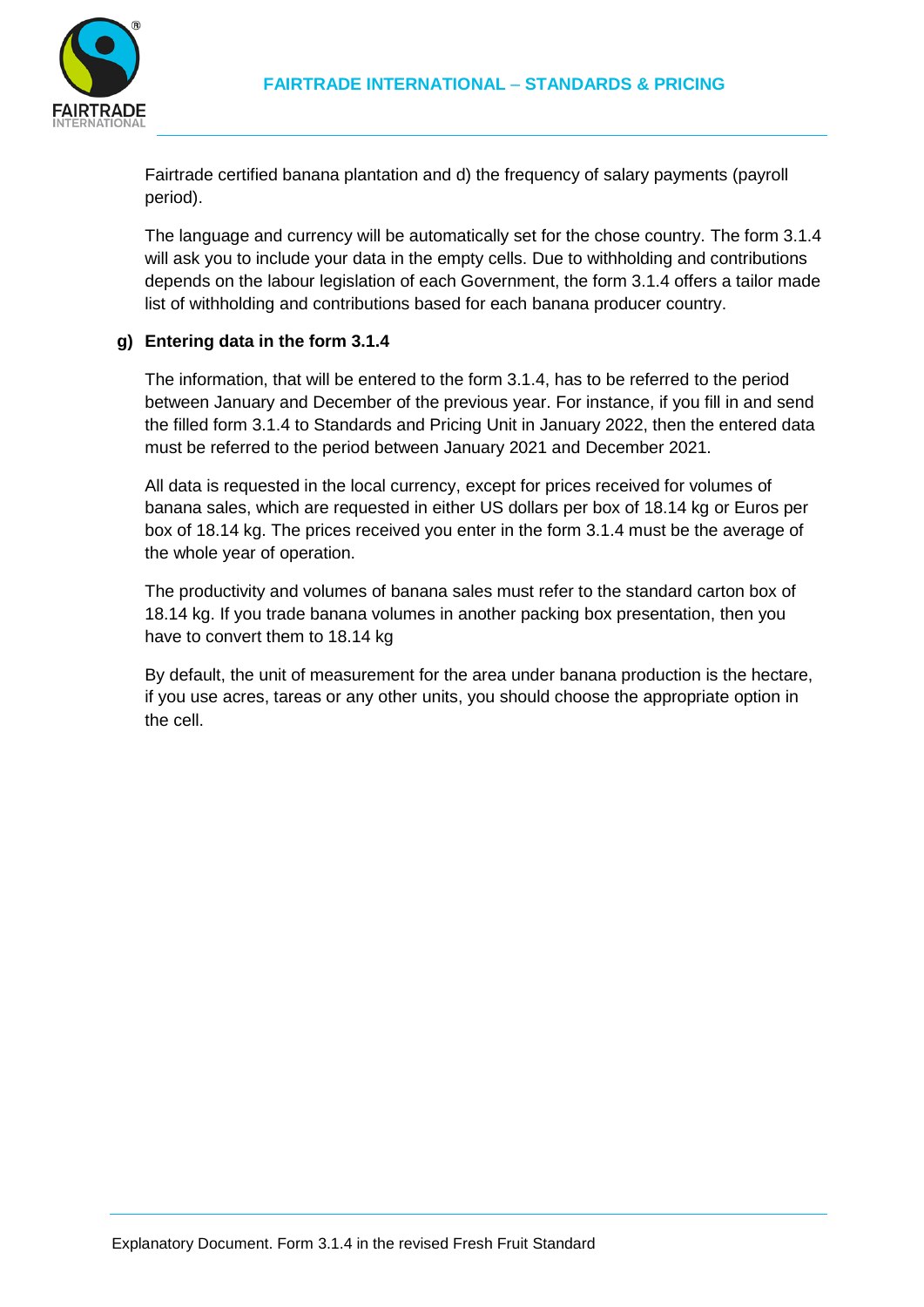Fairtrade certified banana plantation and d) the frequency of salary payments (payroll period).

The language and currency will be automatically set for the chose country. The form 3.1.4 will ask you to include your data in the empty cells. Due to withholding and contributions depends on the labour legislation of each Government, the form 3.1.4 offers a tailor made list of withholding and contributions based for each banana producer country.

**g) Entering data in the form 3.1.4**

The information, that will be entered to the form 3.1.4, has to be referred to the period between January and December of the previous year. For instance, if you fill in and send the filled form 3.1.4 to Standards and Pricing Unit in January 2022, then the entered data must be referred to the period between January 2021 and December 2021.

All data is requested in the local currency, except for prices received for volumes of banana sales, which are requested in either US dollars per box of 18.14 kg or Euros per box of 18.14 kg. The prices received you enter in the form 3.1.4 must be the average of the whole year of operation.

The productivity and volumes of banana sales must refer to the standard carton box of 18.14 kg. If you trade banana volumes in another packing box presentation, then you have to convert them to 18.14 kg

By default, the unit of measurement for the area under banana production is the hectare, if you use acres, tareas or any other units, you should choose the appropriate option in the cell.